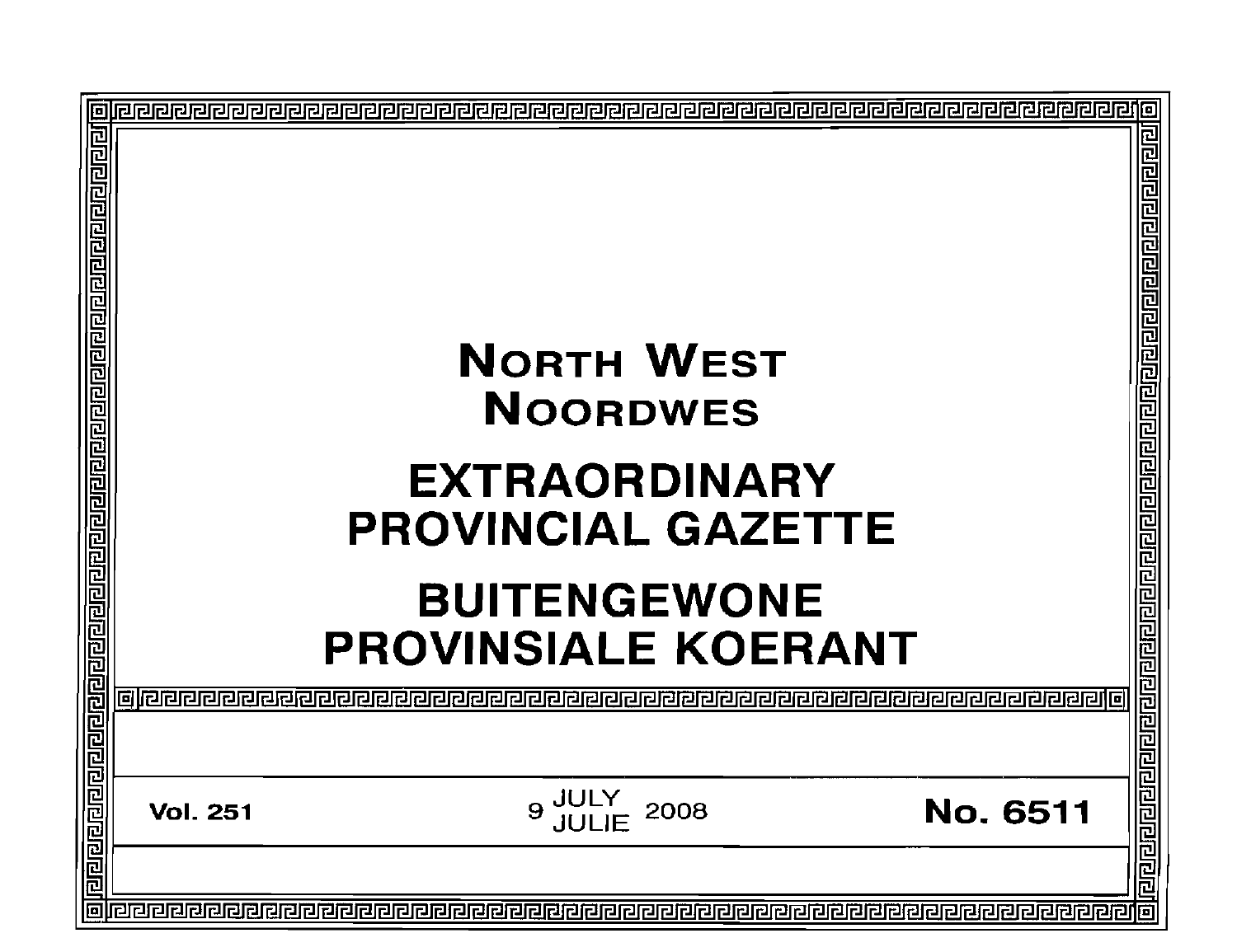# NORTH WEST
# NOORDWES

# EXTRAORDINARY PROVINCIAL GAZETTE

# BUITENGEWONE PROVINSIALE KOERANT

**Vol. 251** | 9 JULY / JULIE 2008 | **No. 6511**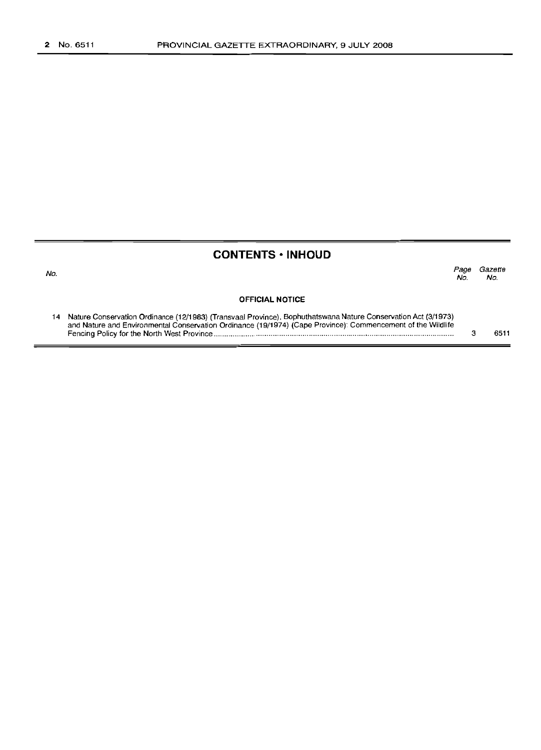## CONTENTS • INHOUD

| No. | | Page No. | Gazette No. |
|---|---|---|---|
| | **OFFICIAL NOTICE** | | |
| 14 | Nature Conservation Ordinance (12/1983) (Transvaal Province), Bophuthatswana Nature Conservation Act (3/1973) and Nature and Environmental Conservation Ordinance (19/1974) (Cape Province): Commencement of the Wildlife Fencing Policy for the North West Province | 3 | 6511 |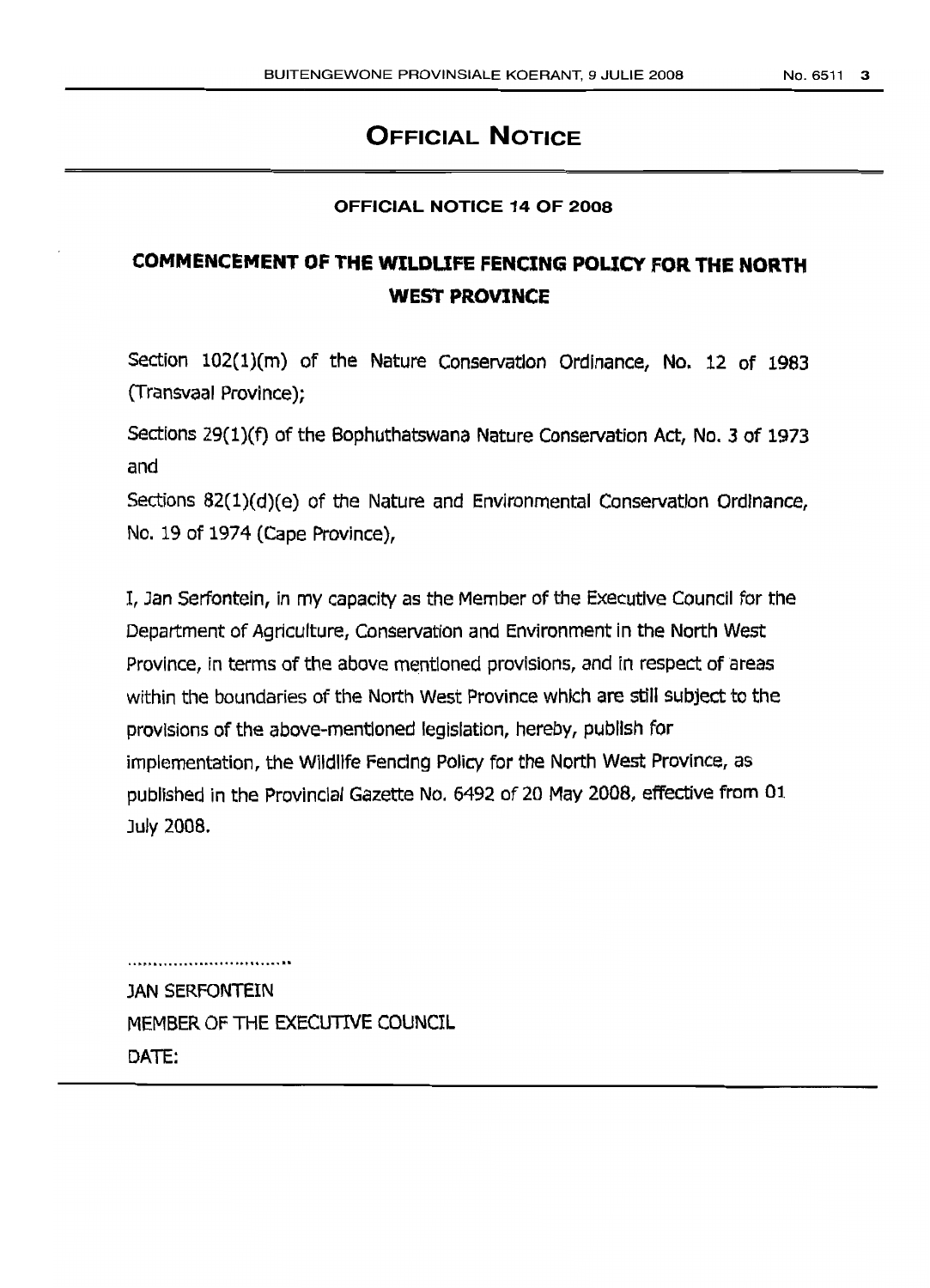# OFFICIAL NOTICE

## OFFICIAL NOTICE 14 OF 2008

## COMMENCEMENT OF THE WILDLIFE FENCING POLICY FOR THE NORTH WEST PROVINCE

Section 102(1)(m) of the Nature Conservation Ordinance, No. 12 of 1983 (Transvaal Province);

Sections 29(1)(f) of the Bophuthatswana Nature Conservation Act, No. 3 of 1973 and

Sections 82(1)(d)(e) of the Nature and Environmental Conservation Ordinance, No. 19 of 1974 (Cape Province),

I, Jan Serfontein, in my capacity as the Member of the Executive Council for the Department of Agriculture, Conservation and Environment in the North West Province, in terms of the above mentioned provisions, and in respect of areas within the boundaries of the North West Province which are still subject to the provisions of the above-mentioned legislation, hereby, publish for implementation, the Wildlife Fencing Policy for the North West Province, as published in the Provincial Gazette No. 6492 of 20 May 2008, effective from 01 July 2008.

...............................

JAN SERFONTEIN
MEMBER OF THE EXECUTIVE COUNCIL
DATE: